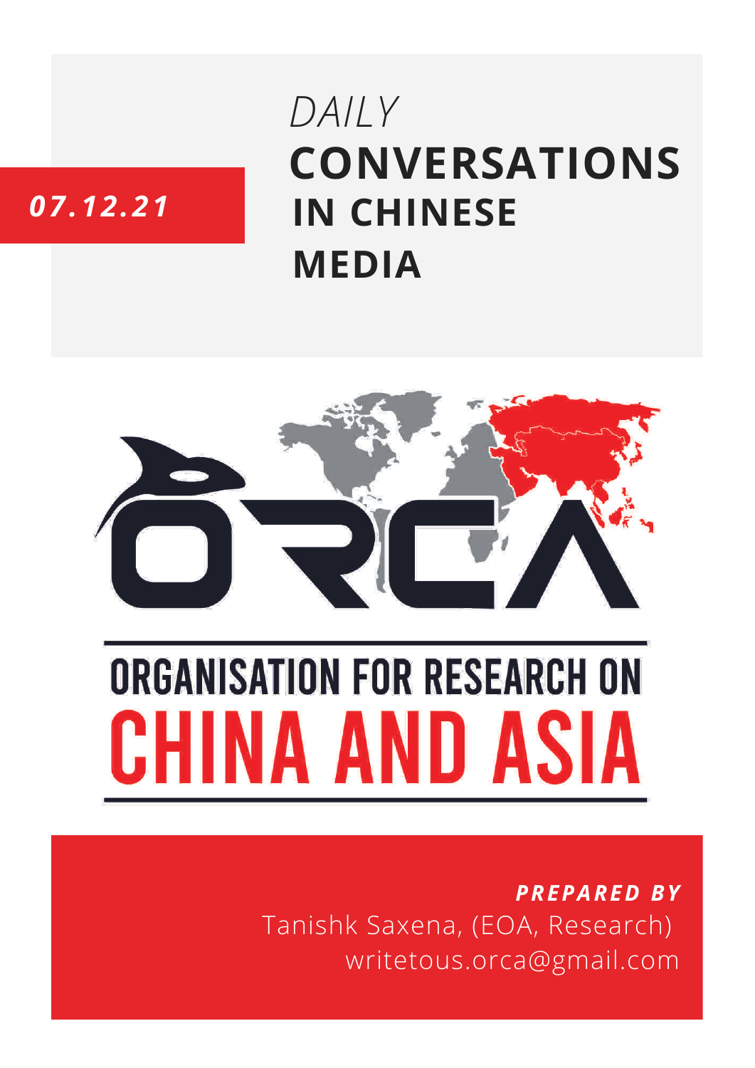*07.12.21*

*DAILY*

# CONVERSATIONS IN CHINESE MEDIA

ORCA

ORGANISATION FOR RESEARCH ON

CHINA AND ASIA

***PREPARED BY***

Tanishk Saxena, (EOA, Research)

writetous.orca@gmail.com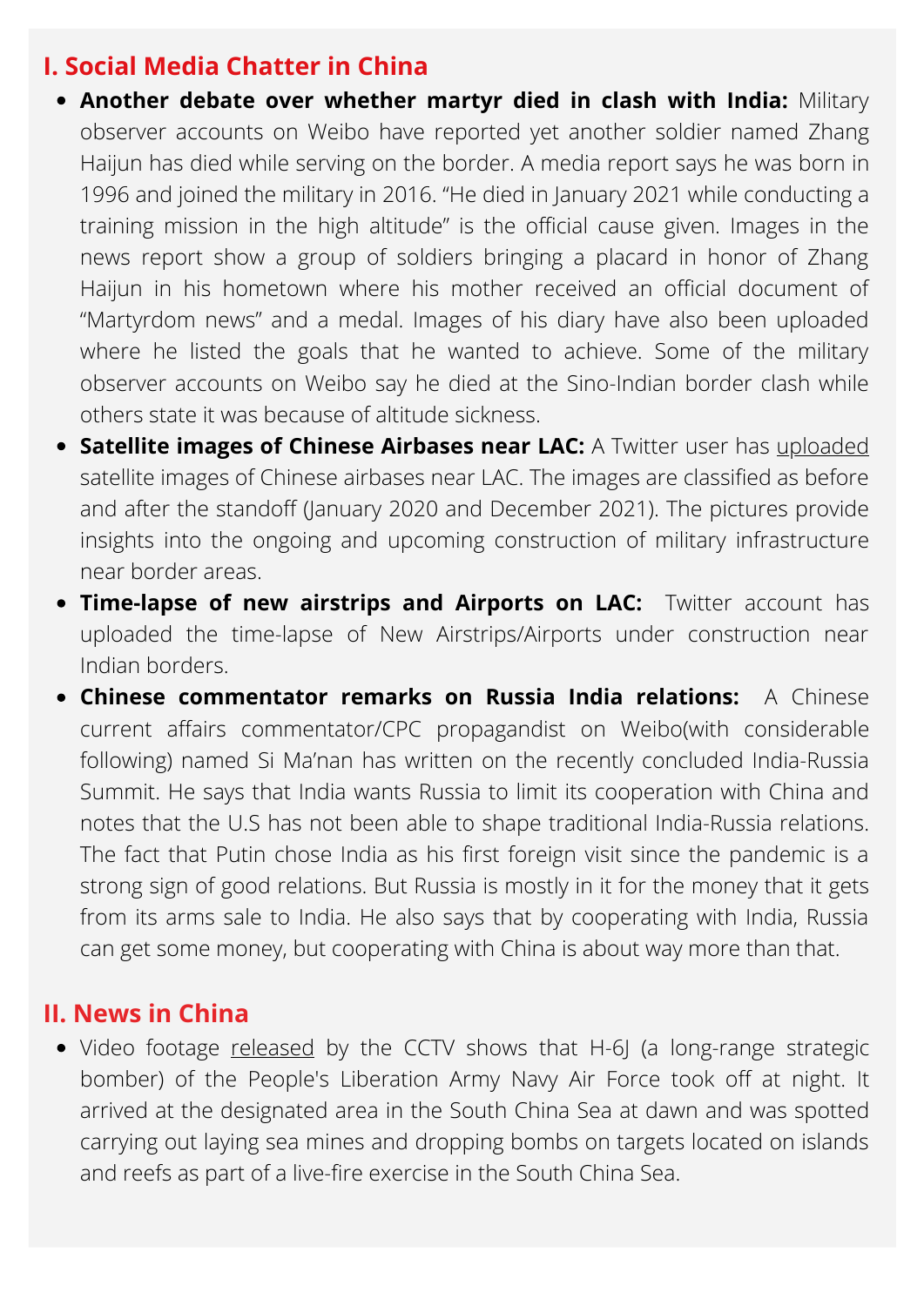## I. Social Media Chatter in China

- **Another debate over whether martyr died in clash with India:** Military observer accounts on Weibo have reported yet another soldier named Zhang Haijun has died while serving on the border. A media report says he was born in 1996 and joined the military in 2016. "He died in January 2021 while conducting a training mission in the high altitude" is the official cause given. Images in the news report show a group of soldiers bringing a placard in honor of Zhang Haijun in his hometown where his mother received an official document of "Martyrdom news" and a medal. Images of his diary have also been uploaded where he listed the goals that he wanted to achieve. Some of the military observer accounts on Weibo say he died at the Sino-Indian border clash while others state it was because of altitude sickness.
- **Satellite images of Chinese Airbases near LAC:** A Twitter user has uploaded satellite images of Chinese airbases near LAC. The images are classified as before and after the standoff (January 2020 and December 2021). The pictures provide insights into the ongoing and upcoming construction of military infrastructure near border areas.
- **Time-lapse of new airstrips and Airports on LAC:** Twitter account has uploaded the time-lapse of New Airstrips/Airports under construction near Indian borders.
- **Chinese commentator remarks on Russia India relations:** A Chinese current affairs commentator/CPC propagandist on Weibo(with considerable following) named Si Ma'nan has written on the recently concluded India-Russia Summit. He says that India wants Russia to limit its cooperation with China and notes that the U.S has not been able to shape traditional India-Russia relations. The fact that Putin chose India as his first foreign visit since the pandemic is a strong sign of good relations. But Russia is mostly in it for the money that it gets from its arms sale to India. He also says that by cooperating with India, Russia can get some money, but cooperating with China is about way more than that.

## II. News in China

- Video footage released by the CCTV shows that H-6J (a long-range strategic bomber) of the People's Liberation Army Navy Air Force took off at night. It arrived at the designated area in the South China Sea at dawn and was spotted carrying out laying sea mines and dropping bombs on targets located on islands and reefs as part of a live-fire exercise in the South China Sea.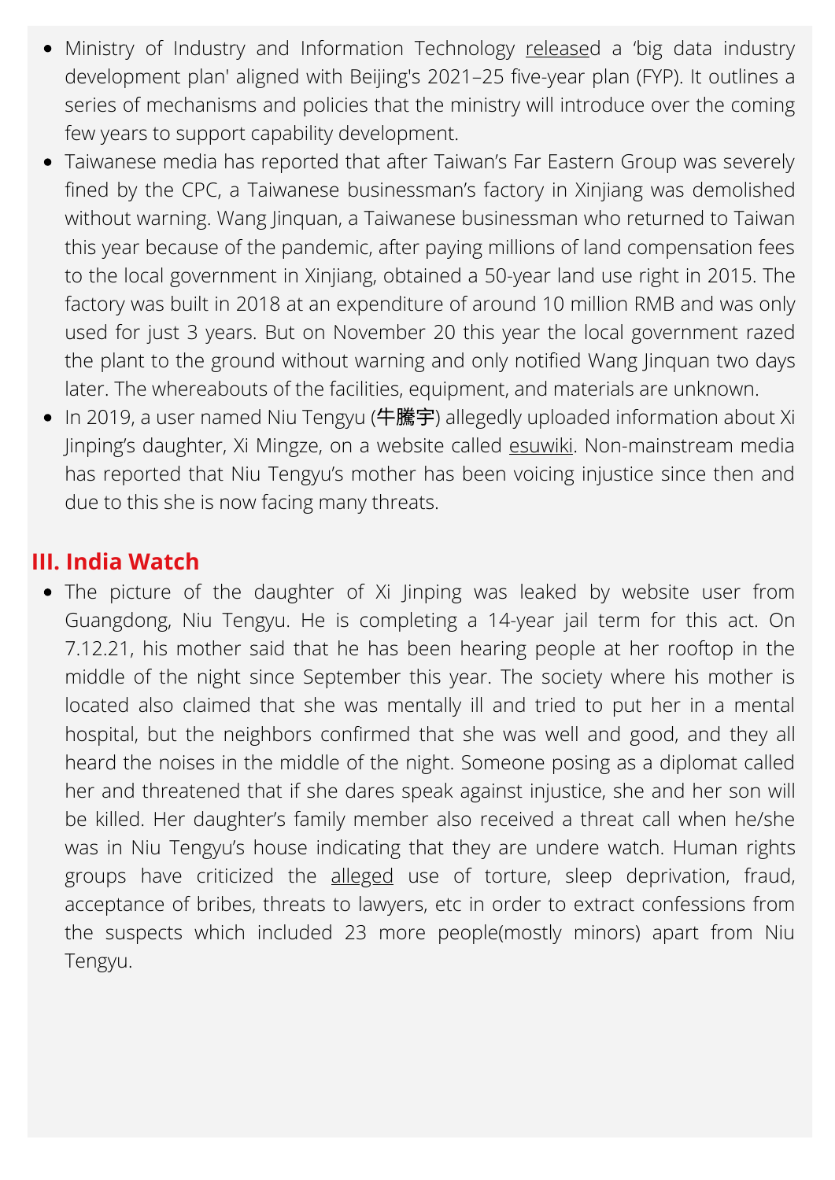- Ministry of Industry and Information Technology released a 'big data industry development plan' aligned with Beijing's 2021–25 five-year plan (FYP). It outlines a series of mechanisms and policies that the ministry will introduce over the coming few years to support capability development.
- Taiwanese media has reported that after Taiwan's Far Eastern Group was severely fined by the CPC, a Taiwanese businessman's factory in Xinjiang was demolished without warning. Wang Jinquan, a Taiwanese businessman who returned to Taiwan this year because of the pandemic, after paying millions of land compensation fees to the local government in Xinjiang, obtained a 50-year land use right in 2015. The factory was built in 2018 at an expenditure of around 10 million RMB and was only used for just 3 years. But on November 20 this year the local government razed the plant to the ground without warning and only notified Wang Jinquan two days later. The whereabouts of the facilities, equipment, and materials are unknown.
- In 2019, a user named Niu Tengyu (牛腾宇) allegedly uploaded information about Xi Jinping's daughter, Xi Mingze, on a website called esuwiki. Non-mainstream media has reported that Niu Tengyu's mother has been voicing injustice since then and due to this she is now facing many threats.

## III. India Watch

- The picture of the daughter of Xi Jinping was leaked by website user from Guangdong, Niu Tengyu. He is completing a 14-year jail term for this act. On 7.12.21, his mother said that he has been hearing people at her rooftop in the middle of the night since September this year. The society where his mother is located also claimed that she was mentally ill and tried to put her in a mental hospital, but the neighbors confirmed that she was well and good, and they all heard the noises in the middle of the night. Someone posing as a diplomat called her and threatened that if she dares speak against injustice, she and her son will be killed. Her daughter's family member also received a threat call when he/she was in Niu Tengyu's house indicating that they are undere watch. Human rights groups have criticized the alleged use of torture, sleep deprivation, fraud, acceptance of bribes, threats to lawyers, etc in order to extract confessions from the suspects which included 23 more people(mostly minors) apart from Niu Tengyu.